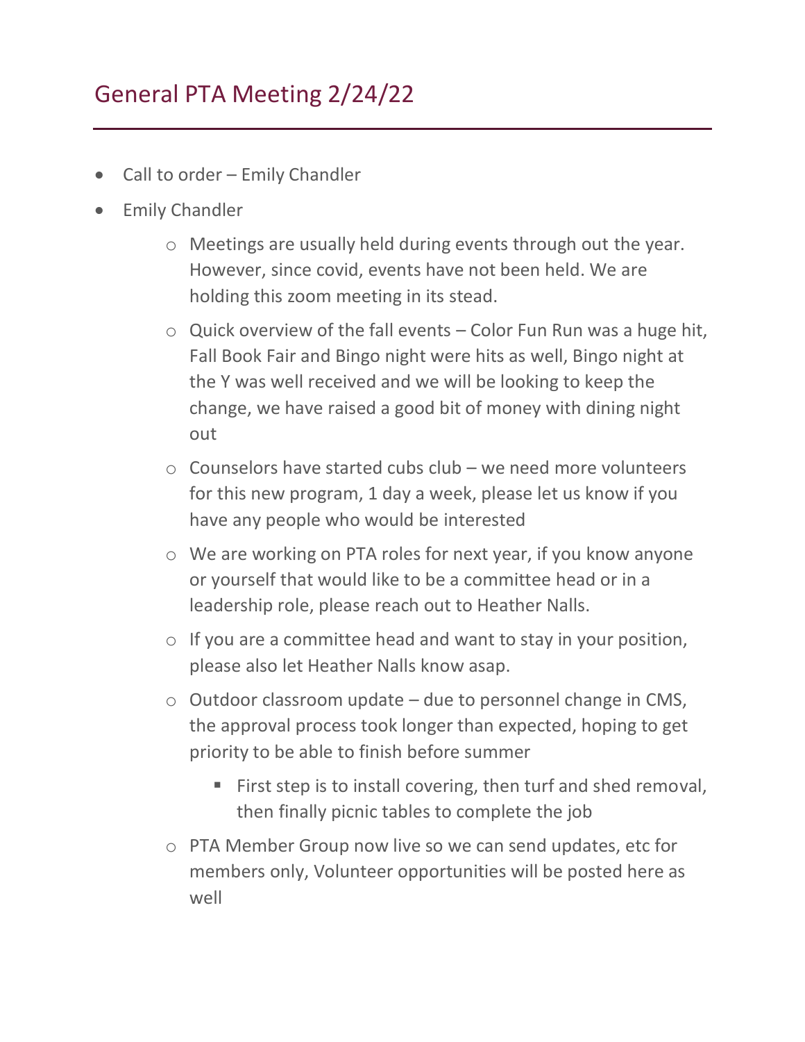# General PTA Meeting 2/24/22

- Call to order – Emily Chandler
- Emily Chandler
  - Meetings are usually held during events through out the year. However, since covid, events have not been held. We are holding this zoom meeting in its stead.
  - Quick overview of the fall events – Color Fun Run was a huge hit, Fall Book Fair and Bingo night were hits as well, Bingo night at the Y was well received and we will be looking to keep the change, we have raised a good bit of money with dining night out
  - Counselors have started cubs club – we need more volunteers for this new program, 1 day a week, please let us know if you have any people who would be interested
  - We are working on PTA roles for next year, if you know anyone or yourself that would like to be a committee head or in a leadership role, please reach out to Heather Nalls.
  - If you are a committee head and want to stay in your position, please also let Heather Nalls know asap.
  - Outdoor classroom update – due to personnel change in CMS, the approval process took longer than expected, hoping to get priority to be able to finish before summer
    - First step is to install covering, then turf and shed removal, then finally picnic tables to complete the job
  - PTA Member Group now live so we can send updates, etc for members only, Volunteer opportunities will be posted here as well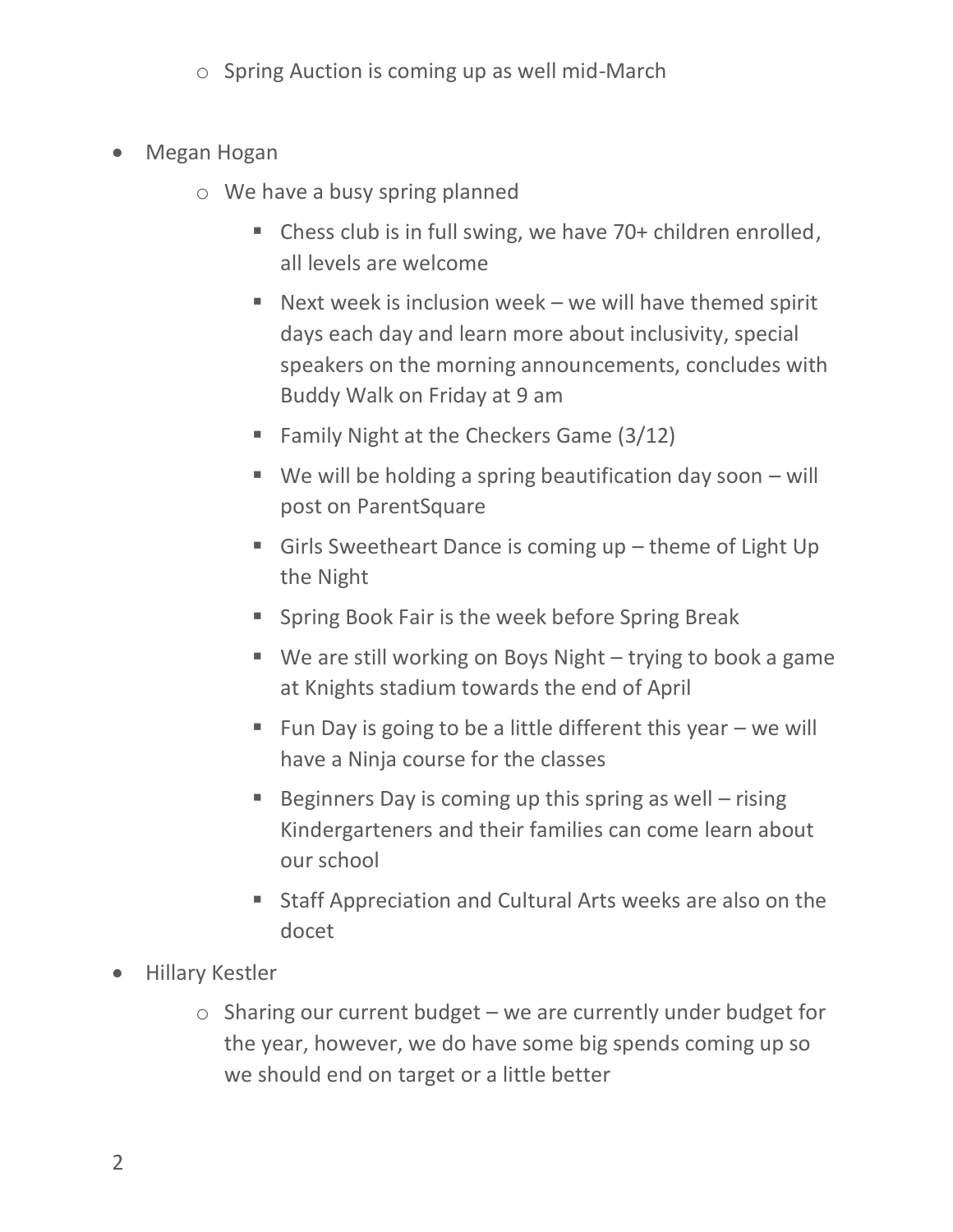- Spring Auction is coming up as well mid-March

- Megan Hogan
  - We have a busy spring planned
    - Chess club is in full swing, we have 70+ children enrolled, all levels are welcome
    - Next week is inclusion week – we will have themed spirit days each day and learn more about inclusivity, special speakers on the morning announcements, concludes with Buddy Walk on Friday at 9 am
    - Family Night at the Checkers Game (3/12)
    - We will be holding a spring beautification day soon – will post on ParentSquare
    - Girls Sweetheart Dance is coming up – theme of Light Up the Night
    - Spring Book Fair is the week before Spring Break
    - We are still working on Boys Night – trying to book a game at Knights stadium towards the end of April
    - Fun Day is going to be a little different this year – we will have a Ninja course for the classes
    - Beginners Day is coming up this spring as well – rising Kindergarteners and their families can come learn about our school
    - Staff Appreciation and Cultural Arts weeks are also on the docet
- Hillary Kestler
  - Sharing our current budget – we are currently under budget for the year, however, we do have some big spends coming up so we should end on target or a little better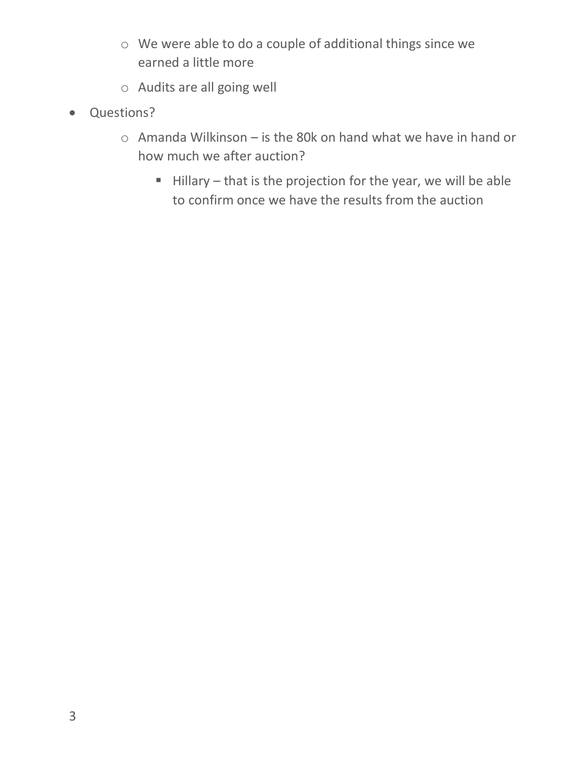- We were able to do a couple of additional things since we earned a little more
    - Audits are all going well
- Questions?
    - Amanda Wilkinson – is the 80k on hand what we have in hand or how much we after auction?
        - Hillary – that is the projection for the year, we will be able to confirm once we have the results from the auction